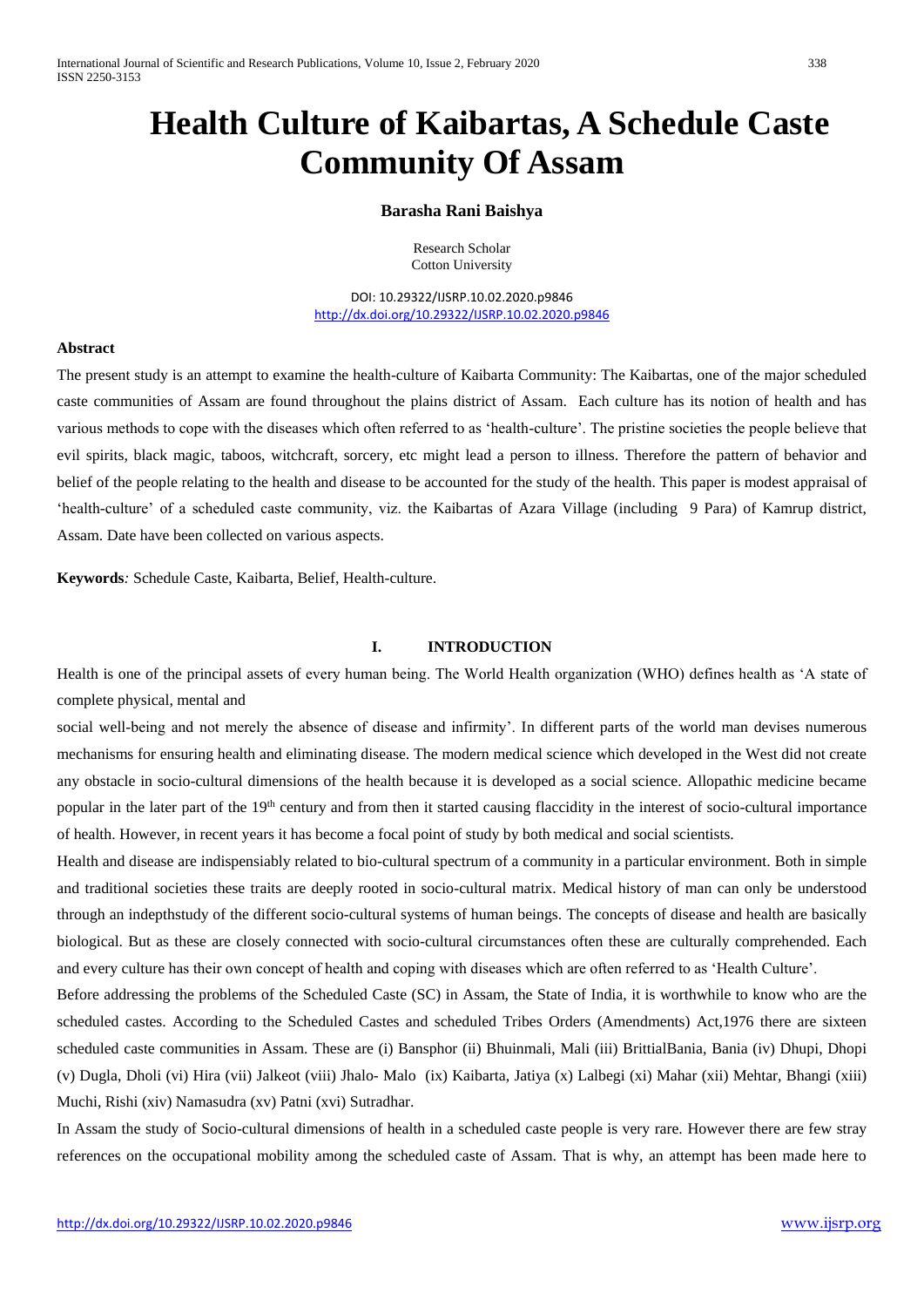# Health Culture of Kaibartas, A Schedule Caste Community Of Assam

**Barasha Rani Baishya**

Research Scholar
Cotton University

DOI: 10.29322/IJSRP.10.02.2020.p9846
http://dx.doi.org/10.29322/IJSRP.10.02.2020.p9846

**Abstract**

The present study is an attempt to examine the health-culture of Kaibarta Community: The Kaibartas, one of the major scheduled caste communities of Assam are found throughout the plains district of Assam. Each culture has its notion of health and has various methods to cope with the diseases which often referred to as 'health-culture'. The pristine societies the people believe that evil spirits, black magic, taboos, witchcraft, sorcery, etc might lead a person to illness. Therefore the pattern of behavior and belief of the people relating to the health and disease to be accounted for the study of the health. This paper is modest appraisal of 'health-culture' of a scheduled caste community, viz. the Kaibartas of Azara Village (including 9 Para) of Kamrup district, Assam. Date have been collected on various aspects.

**Keywords***:* Schedule Caste, Kaibarta, Belief, Health-culture.

## I. INTRODUCTION

Health is one of the principal assets of every human being. The World Health organization (WHO) defines health as 'A state of complete physical, mental and social well-being and not merely the absence of disease and infirmity'. In different parts of the world man devises numerous mechanisms for ensuring health and eliminating disease. The modern medical science which developed in the West did not create any obstacle in socio-cultural dimensions of the health because it is developed as a social science. Allopathic medicine became popular in the later part of the 19th century and from then it started causing flaccidity in the interest of socio-cultural importance of health. However, in recent years it has become a focal point of study by both medical and social scientists.

Health and disease are indispensiably related to bio-cultural spectrum of a community in a particular environment. Both in simple and traditional societies these traits are deeply rooted in socio-cultural matrix. Medical history of man can only be understood through an indepthstudy of the different socio-cultural systems of human beings. The concepts of disease and health are basically biological. But as these are closely connected with socio-cultural circumstances often these are culturally comprehended. Each and every culture has their own concept of health and coping with diseases which are often referred to as 'Health Culture'.

Before addressing the problems of the Scheduled Caste (SC) in Assam, the State of India, it is worthwhile to know who are the scheduled castes. According to the Scheduled Castes and scheduled Tribes Orders (Amendments) Act,1976 there are sixteen scheduled caste communities in Assam. These are (i) Bansphor (ii) Bhuinmali, Mali (iii) BrittialBania, Bania (iv) Dhupi, Dhopi (v) Dugla, Dholi (vi) Hira (vii) Jalkeot (viii) Jhalo- Malo (ix) Kaibarta, Jatiya (x) Lalbegi (xi) Mahar (xii) Mehtar, Bhangi (xiii) Muchi, Rishi (xiv) Namasudra (xv) Patni (xvi) Sutradhar.

In Assam the study of Socio-cultural dimensions of health in a scheduled caste people is very rare. However there are few stray references on the occupational mobility among the scheduled caste of Assam. That is why, an attempt has been made here to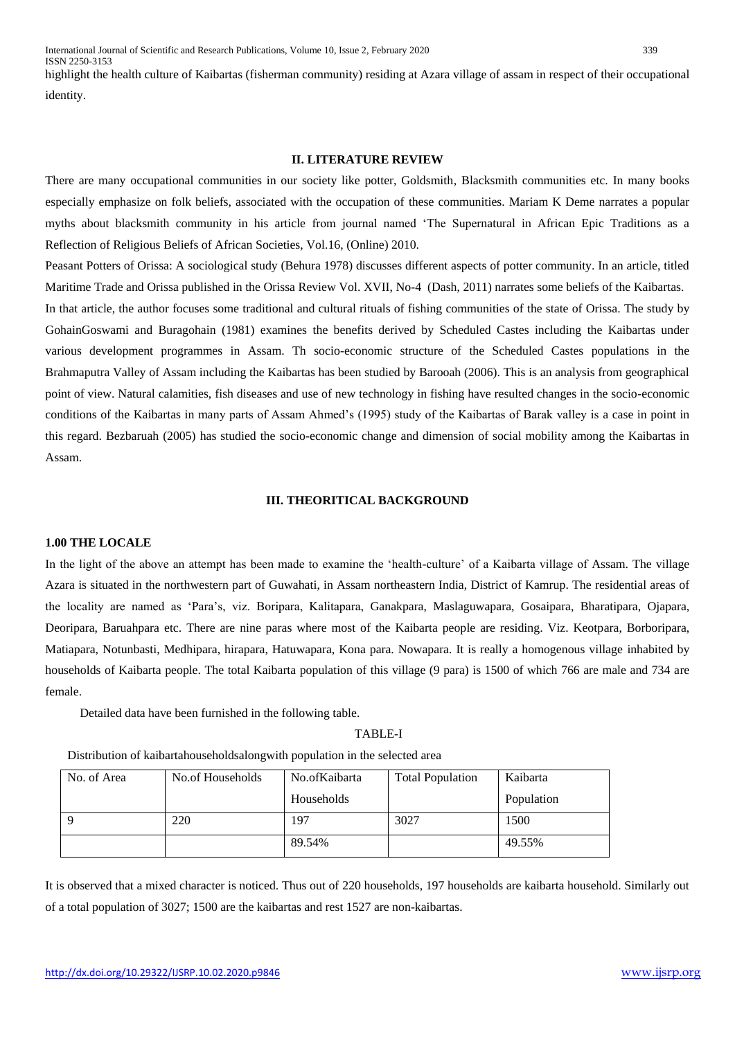highlight the health culture of Kaibartas (fisherman community) residing at Azara village of assam in respect of their occupational identity.

## II. LITERATURE REVIEW

There are many occupational communities in our society like potter, Goldsmith, Blacksmith communities etc. In many books especially emphasize on folk beliefs, associated with the occupation of these communities. Mariam K Deme narrates a popular myths about blacksmith community in his article from journal named 'The Supernatural in African Epic Traditions as a Reflection of Religious Beliefs of African Societies, Vol.16, (Online) 2010.

Peasant Potters of Orissa: A sociological study (Behura 1978) discusses different aspects of potter community. In an article, titled Maritime Trade and Orissa published in the Orissa Review Vol. XVII, No-4 (Dash, 2011) narrates some beliefs of the Kaibartas. In that article, the author focuses some traditional and cultural rituals of fishing communities of the state of Orissa. The study by GohainGoswami and Buragohain (1981) examines the benefits derived by Scheduled Castes including the Kaibartas under various development programmes in Assam. Th socio-economic structure of the Scheduled Castes populations in the Brahmaputra Valley of Assam including the Kaibartas has been studied by Barooah (2006). This is an analysis from geographical point of view. Natural calamities, fish diseases and use of new technology in fishing have resulted changes in the socio-economic conditions of the Kaibartas in many parts of Assam Ahmed's (1995) study of the Kaibartas of Barak valley is a case in point in this regard. Bezbaruah (2005) has studied the socio-economic change and dimension of social mobility among the Kaibartas in Assam.

## III. THEORITICAL BACKGROUND

### 1.00 THE LOCALE

In the light of the above an attempt has been made to examine the 'health-culture' of a Kaibarta village of Assam. The village Azara is situated in the northwestern part of Guwahati, in Assam northeastern India, District of Kamrup. The residential areas of the locality are named as 'Para's, viz. Boripara, Kalitapara, Ganakpara, Maslaguwapara, Gosaipara, Bharatipara, Ojapara, Deoripara, Baruahpara etc. There are nine paras where most of the Kaibarta people are residing. Viz. Keotpara, Borboripara, Matiapara, Notunbasti, Medhipara, hirapara, Hatuwapara, Kona para. Nowapara. It is really a homogenous village inhabited by households of Kaibarta people. The total Kaibarta population of this village (9 para) is 1500 of which 766 are male and 734 are female.

Detailed data have been furnished in the following table.

TABLE-I

Distribution of kaibartahouseholdsalongwith population in the selected area

| No. of Area | No.of Households | No.ofKaibarta Households | Total Population | Kaibarta Population |
|---|---|---|---|---|
| 9 | 220 | 197 | 3027 | 1500 |
| | | 89.54% | | 49.55% |

It is observed that a mixed character is noticed. Thus out of 220 households, 197 households are kaibarta household. Similarly out of a total population of 3027; 1500 are the kaibartas and rest 1527 are non-kaibartas.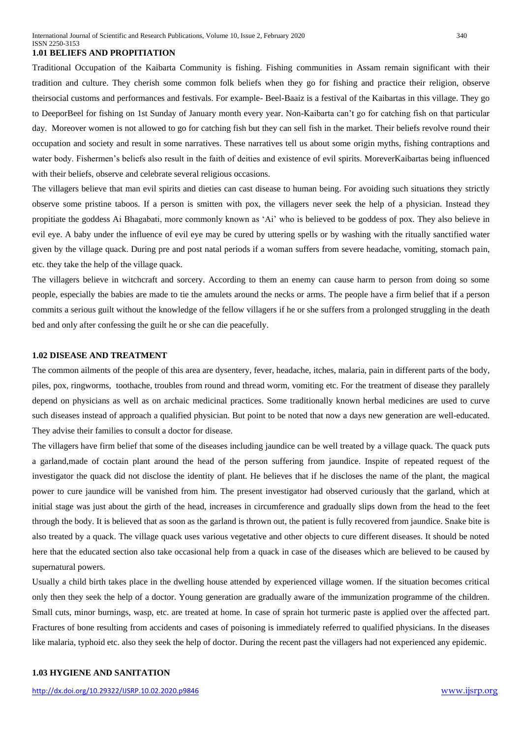### 1.01 BELIEFS AND PROPITIATION

Traditional Occupation of the Kaibarta Community is fishing. Fishing communities in Assam remain significant with their tradition and culture. They cherish some common folk beliefs when they go for fishing and practice their religion, observe theirsocial customs and performances and festivals. For example- Beel-Baaiz is a festival of the Kaibartas in this village. They go to DeeporBeel for fishing on 1st Sunday of January month every year. Non-Kaibarta can't go for catching fish on that particular day. Moreover women is not allowed to go for catching fish but they can sell fish in the market. Their beliefs revolve round their occupation and society and result in some narratives. These narratives tell us about some origin myths, fishing contraptions and water body. Fishermen's beliefs also result in the faith of deities and existence of evil spirits. MoreverKaibartas being influenced with their beliefs, observe and celebrate several religious occasions.

The villagers believe that man evil spirits and dieties can cast disease to human being. For avoiding such situations they strictly observe some pristine taboos. If a person is smitten with pox, the villagers never seek the help of a physician. Instead they propitiate the goddess Ai Bhagabati, more commonly known as 'Ai' who is believed to be goddess of pox. They also believe in evil eye. A baby under the influence of evil eye may be cured by uttering spells or by washing with the ritually sanctified water given by the village quack. During pre and post natal periods if a woman suffers from severe headache, vomiting, stomach pain, etc. they take the help of the village quack.

The villagers believe in witchcraft and sorcery. According to them an enemy can cause harm to person from doing so some people, especially the babies are made to tie the amulets around the necks or arms. The people have a firm belief that if a person commits a serious guilt without the knowledge of the fellow villagers if he or she suffers from a prolonged struggling in the death bed and only after confessing the guilt he or she can die peacefully.

### 1.02 DISEASE AND TREATMENT

The common ailments of the people of this area are dysentery, fever, headache, itches, malaria, pain in different parts of the body, piles, pox, ringworms, toothache, troubles from round and thread worm, vomiting etc. For the treatment of disease they parallely depend on physicians as well as on archaic medicinal practices. Some traditionally known herbal medicines are used to curve such diseases instead of approach a qualified physician. But point to be noted that now a days new generation are well-educated. They advise their families to consult a doctor for disease.

The villagers have firm belief that some of the diseases including jaundice can be well treated by a village quack. The quack puts a garland,made of coctain plant around the head of the person suffering from jaundice. Inspite of repeated request of the investigator the quack did not disclose the identity of plant. He believes that if he discloses the name of the plant, the magical power to cure jaundice will be vanished from him. The present investigator had observed curiously that the garland, which at initial stage was just about the girth of the head, increases in circumference and gradually slips down from the head to the feet through the body. It is believed that as soon as the garland is thrown out, the patient is fully recovered from jaundice. Snake bite is also treated by a quack. The village quack uses various vegetative and other objects to cure different diseases. It should be noted here that the educated section also take occasional help from a quack in case of the diseases which are believed to be caused by supernatural powers.

Usually a child birth takes place in the dwelling house attended by experienced village women. If the situation becomes critical only then they seek the help of a doctor. Young generation are gradually aware of the immunization programme of the children. Small cuts, minor burnings, wasp, etc. are treated at home. In case of sprain hot turmeric paste is applied over the affected part. Fractures of bone resulting from accidents and cases of poisoning is immediately referred to qualified physicians. In the diseases like malaria, typhoid etc. also they seek the help of doctor. During the recent past the villagers had not experienced any epidemic.

### 1.03 HYGIENE AND SANITATION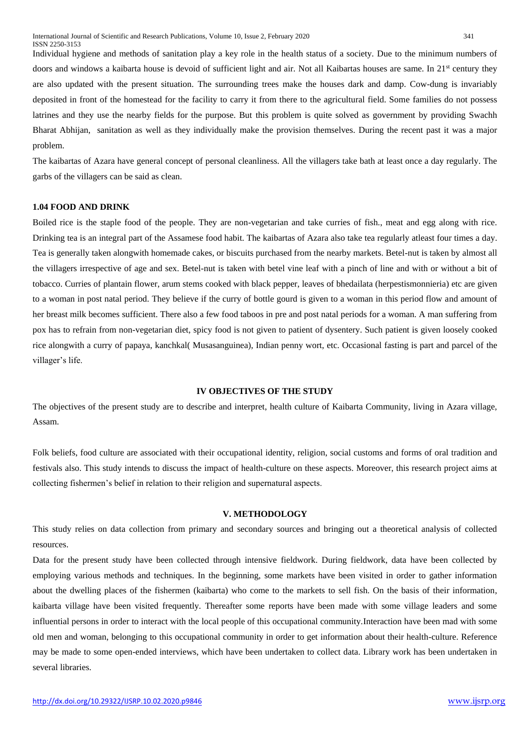Individual hygiene and methods of sanitation play a key role in the health status of a society. Due to the minimum numbers of doors and windows a kaibarta house is devoid of sufficient light and air. Not all Kaibartas houses are same. In 21st century they are also updated with the present situation. The surrounding trees make the houses dark and damp. Cow-dung is invariably deposited in front of the homestead for the facility to carry it from there to the agricultural field. Some families do not possess latrines and they use the nearby fields for the purpose. But this problem is quite solved as government by providing Swachh Bharat Abhijan, sanitation as well as they individually make the provision themselves. During the recent past it was a major problem.

The kaibartas of Azara have general concept of personal cleanliness. All the villagers take bath at least once a day regularly. The garbs of the villagers can be said as clean.

### 1.04 FOOD AND DRINK

Boiled rice is the staple food of the people. They are non-vegetarian and take curries of fish., meat and egg along with rice. Drinking tea is an integral part of the Assamese food habit. The kaibartas of Azara also take tea regularly atleast four times a day. Tea is generally taken alongwith homemade cakes, or biscuits purchased from the nearby markets. Betel-nut is taken by almost all the villagers irrespective of age and sex. Betel-nut is taken with betel vine leaf with a pinch of line and with or without a bit of tobacco. Curries of plantain flower, arum stems cooked with black pepper, leaves of bhedailata (herpestismonnieria) etc are given to a woman in post natal period. They believe if the curry of bottle gourd is given to a woman in this period flow and amount of her breast milk becomes sufficient. There also a few food taboos in pre and post natal periods for a woman. A man suffering from pox has to refrain from non-vegetarian diet, spicy food is not given to patient of dysentery. Such patient is given loosely cooked rice alongwith a curry of papaya, kanchkal( Musasanguinea), Indian penny wort, etc. Occasional fasting is part and parcel of the villager's life.

## IV OBJECTIVES OF THE STUDY

The objectives of the present study are to describe and interpret, health culture of Kaibarta Community, living in Azara village, Assam.

Folk beliefs, food culture are associated with their occupational identity, religion, social customs and forms of oral tradition and festivals also. This study intends to discuss the impact of health-culture on these aspects. Moreover, this research project aims at collecting fishermen's belief in relation to their religion and supernatural aspects.

## V. METHODOLOGY

This study relies on data collection from primary and secondary sources and bringing out a theoretical analysis of collected resources.

Data for the present study have been collected through intensive fieldwork. During fieldwork, data have been collected by employing various methods and techniques. In the beginning, some markets have been visited in order to gather information about the dwelling places of the fishermen (kaibarta) who come to the markets to sell fish. On the basis of their information, kaibarta village have been visited frequently. Thereafter some reports have been made with some village leaders and some influential persons in order to interact with the local people of this occupational community.Interaction have been mad with some old men and woman, belonging to this occupational community in order to get information about their health-culture. Reference may be made to some open-ended interviews, which have been undertaken to collect data. Library work has been undertaken in several libraries.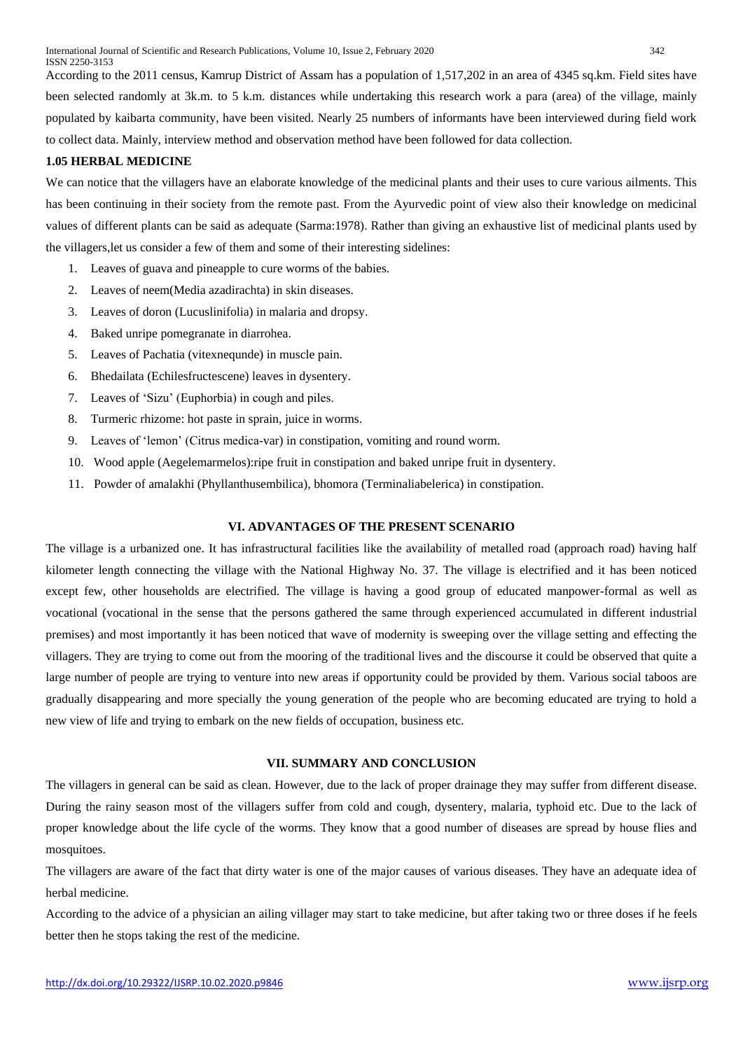According to the 2011 census, Kamrup District of Assam has a population of 1,517,202 in an area of 4345 sq.km. Field sites have been selected randomly at 3k.m. to 5 k.m. distances while undertaking this research work a para (area) of the village, mainly populated by kaibarta community, have been visited. Nearly 25 numbers of informants have been interviewed during field work to collect data. Mainly, interview method and observation method have been followed for data collection.

### 1.05 HERBAL MEDICINE

We can notice that the villagers have an elaborate knowledge of the medicinal plants and their uses to cure various ailments. This has been continuing in their society from the remote past. From the Ayurvedic point of view also their knowledge on medicinal values of different plants can be said as adequate (Sarma:1978). Rather than giving an exhaustive list of medicinal plants used by the villagers,let us consider a few of them and some of their interesting sidelines:

1. Leaves of guava and pineapple to cure worms of the babies.
2. Leaves of neem(Media azadirachta) in skin diseases.
3. Leaves of doron (Lucuslinifolia) in malaria and dropsy.
4. Baked unripe pomegranate in diarrohea.
5. Leaves of Pachatia (vitexnequnde) in muscle pain.
6. Bhedailata (Echilesfructescene) leaves in dysentery.
7. Leaves of 'Sizu' (Euphorbia) in cough and piles.
8. Turmeric rhizome: hot paste in sprain, juice in worms.
9. Leaves of 'lemon' (Citrus medica-var) in constipation, vomiting and round worm.
10. Wood apple (Aegelemarmelos):ripe fruit in constipation and baked unripe fruit in dysentery.
11. Powder of amalakhi (Phyllanthusembilica), bhomora (Terminaliabelerica) in constipation.

## VI. ADVANTAGES OF THE PRESENT SCENARIO

The village is a urbanized one. It has infrastructural facilities like the availability of metalled road (approach road) having half kilometer length connecting the village with the National Highway No. 37. The village is electrified and it has been noticed except few, other households are electrified. The village is having a good group of educated manpower-formal as well as vocational (vocational in the sense that the persons gathered the same through experienced accumulated in different industrial premises) and most importantly it has been noticed that wave of modernity is sweeping over the village setting and effecting the villagers. They are trying to come out from the mooring of the traditional lives and the discourse it could be observed that quite a large number of people are trying to venture into new areas if opportunity could be provided by them. Various social taboos are gradually disappearing and more specially the young generation of the people who are becoming educated are trying to hold a new view of life and trying to embark on the new fields of occupation, business etc.

## VII. SUMMARY AND CONCLUSION

The villagers in general can be said as clean. However, due to the lack of proper drainage they may suffer from different disease. During the rainy season most of the villagers suffer from cold and cough, dysentery, malaria, typhoid etc. Due to the lack of proper knowledge about the life cycle of the worms. They know that a good number of diseases are spread by house flies and mosquitoes.

The villagers are aware of the fact that dirty water is one of the major causes of various diseases. They have an adequate idea of herbal medicine.

According to the advice of a physician an ailing villager may start to take medicine, but after taking two or three doses if he feels better then he stops taking the rest of the medicine.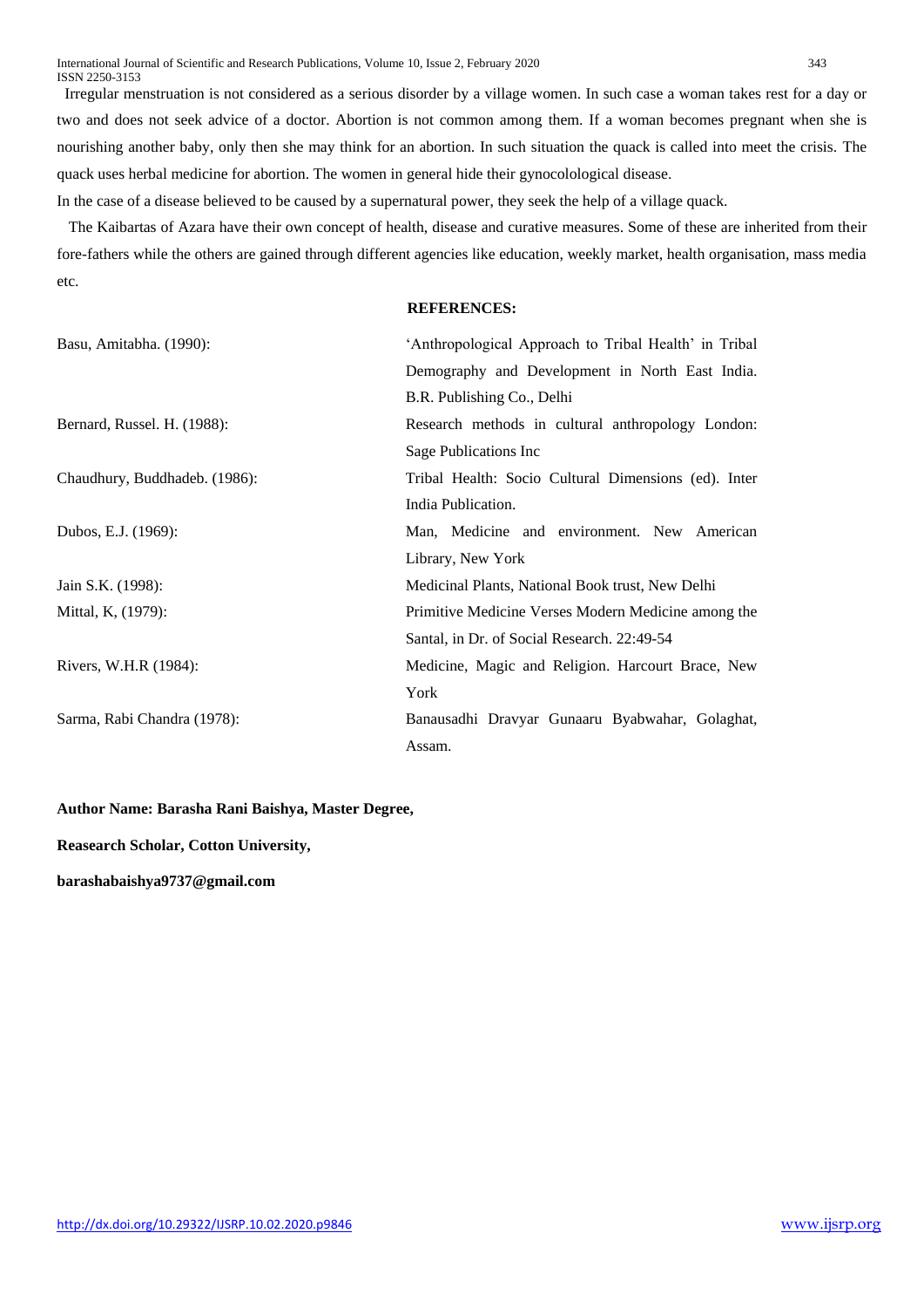Irregular menstruation is not considered as a serious disorder by a village women. In such case a woman takes rest for a day or two and does not seek advice of a doctor. Abortion is not common among them. If a woman becomes pregnant when she is nourishing another baby, only then she may think for an abortion. In such situation the quack is called into meet the crisis. The quack uses herbal medicine for abortion. The women in general hide their gynocolological disease.

In the case of a disease believed to be caused by a supernatural power, they seek the help of a village quack.

The Kaibartas of Azara have their own concept of health, disease and curative measures. Some of these are inherited from their fore-fathers while the others are gained through different agencies like education, weekly market, health organisation, mass media etc.

**REFERENCES:**

| | |
|---|---|
| Basu, Amitabha. (1990): | 'Anthropological Approach to Tribal Health' in Tribal Demography and Development in North East India. B.R. Publishing Co., Delhi |
| Bernard, Russel. H. (1988): | Research methods in cultural anthropology London: Sage Publications Inc |
| Chaudhury, Buddhadeb. (1986): | Tribal Health: Socio Cultural Dimensions (ed). Inter India Publication. |
| Dubos, E.J. (1969): | Man, Medicine and environment. New American Library, New York |
| Jain S.K. (1998): | Medicinal Plants, National Book trust, New Delhi |
| Mittal, K, (1979): | Primitive Medicine Verses Modern Medicine among the Santal, in Dr. of Social Research. 22:49-54 |
| Rivers, W.H.R (1984): | Medicine, Magic and Religion. Harcourt Brace, New York |
| Sarma, Rabi Chandra (1978): | Banausadhi Dravyar Gunaaru Byabwahar, Golaghat, Assam. |

**Author Name: Barasha Rani Baishya, Master Degree,**

**Reasearch Scholar, Cotton University,**

**barashabaishya9737@gmail.com**